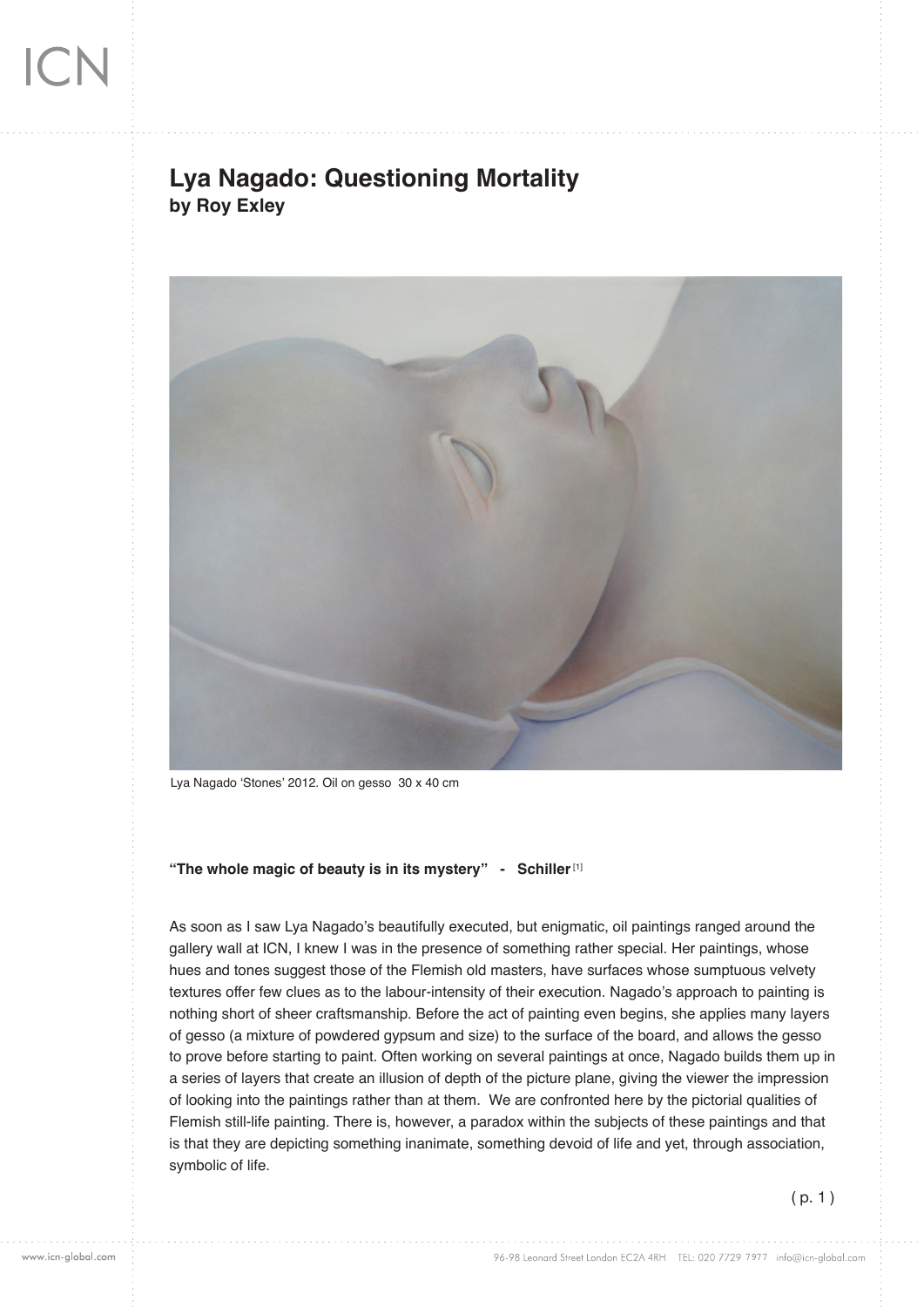# Lya Nagado: Questioning Mortality
**by Roy Exley**

Lya Nagado 'Stones' 2012. Oil on gesso 30 x 40 cm

**"The whole magic of beauty is in its mystery" - Schiller**[1]

As soon as I saw Lya Nagado's beautifully executed, but enigmatic, oil paintings ranged around the gallery wall at ICN, I knew I was in the presence of something rather special. Her paintings, whose hues and tones suggest those of the Flemish old masters, have surfaces whose sumptuous velvety textures offer few clues as to the labour-intensity of their execution. Nagado's approach to painting is nothing short of sheer craftsmanship. Before the act of painting even begins, she applies many layers of gesso (a mixture of powdered gypsum and size) to the surface of the board, and allows the gesso to prove before starting to paint. Often working on several paintings at once, Nagado builds them up in a series of layers that create an illusion of depth of the picture plane, giving the viewer the impression of looking into the paintings rather than at them. We are confronted here by the pictorial qualities of Flemish still-life painting. There is, however, a paradox within the subjects of these paintings and that is that they are depicting something inanimate, something devoid of life and yet, through association, symbolic of life.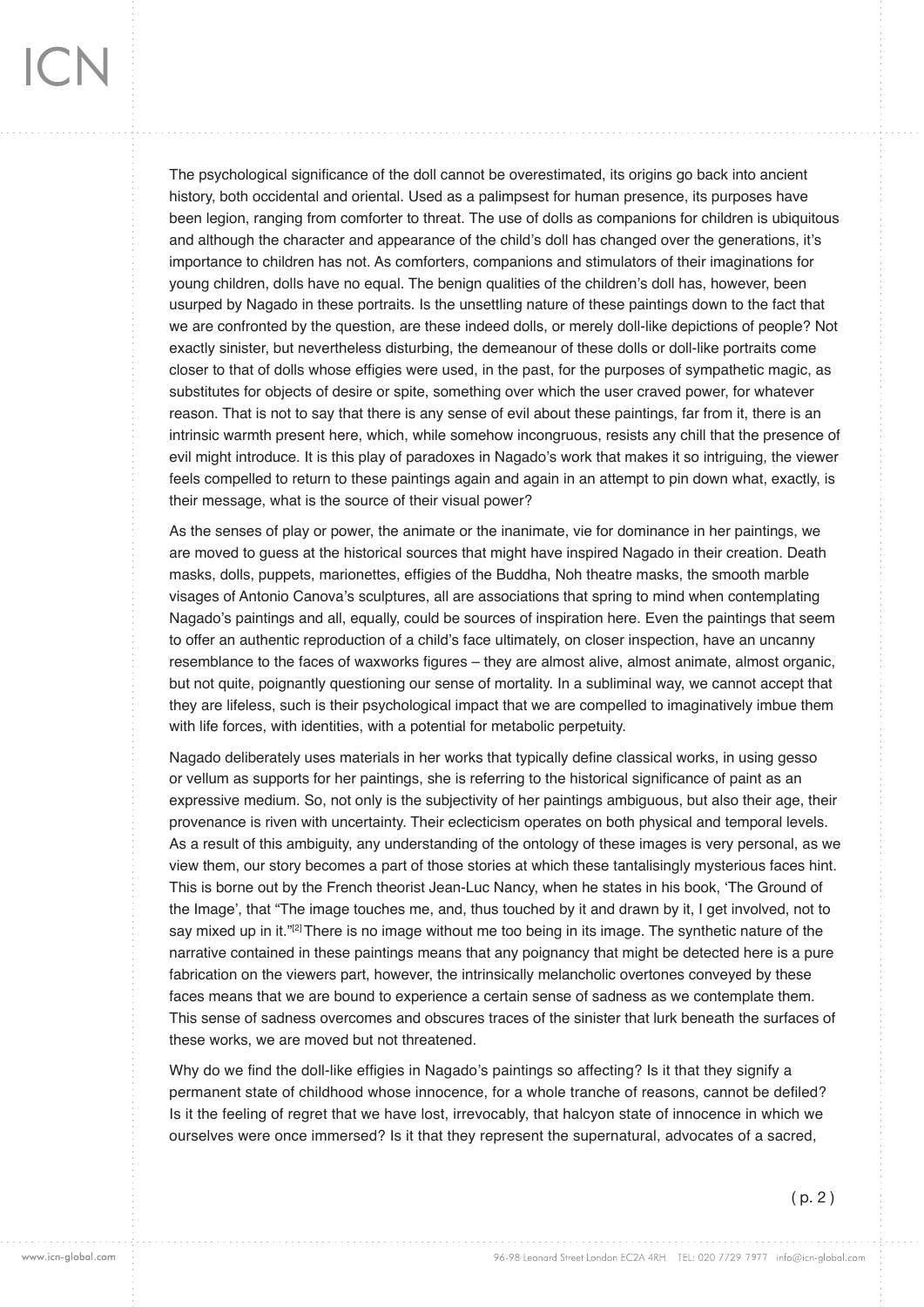The psychological significance of the doll cannot be overestimated, its origins go back into ancient history, both occidental and oriental. Used as a palimpsest for human presence, its purposes have been legion, ranging from comforter to threat. The use of dolls as companions for children is ubiquitous and although the character and appearance of the child's doll has changed over the generations, it's importance to children has not. As comforters, companions and stimulators of their imaginations for young children, dolls have no equal. The benign qualities of the children's doll has, however, been usurped by Nagado in these portraits. Is the unsettling nature of these paintings down to the fact that we are confronted by the question, are these indeed dolls, or merely doll-like depictions of people? Not exactly sinister, but nevertheless disturbing, the demeanour of these dolls or doll-like portraits come closer to that of dolls whose effigies were used, in the past, for the purposes of sympathetic magic, as substitutes for objects of desire or spite, something over which the user craved power, for whatever reason. That is not to say that there is any sense of evil about these paintings, far from it, there is an intrinsic warmth present here, which, while somehow incongruous, resists any chill that the presence of evil might introduce. It is this play of paradoxes in Nagado's work that makes it so intriguing, the viewer feels compelled to return to these paintings again and again in an attempt to pin down what, exactly, is their message, what is the source of their visual power?

As the senses of play or power, the animate or the inanimate, vie for dominance in her paintings, we are moved to guess at the historical sources that might have inspired Nagado in their creation. Death masks, dolls, puppets, marionettes, effigies of the Buddha, Noh theatre masks, the smooth marble visages of Antonio Canova's sculptures, all are associations that spring to mind when contemplating Nagado's paintings and all, equally, could be sources of inspiration here. Even the paintings that seem to offer an authentic reproduction of a child's face ultimately, on closer inspection, have an uncanny resemblance to the faces of waxworks figures – they are almost alive, almost animate, almost organic, but not quite, poignantly questioning our sense of mortality. In a subliminal way, we cannot accept that they are lifeless, such is their psychological impact that we are compelled to imaginatively imbue them with life forces, with identities, with a potential for metabolic perpetuity.

Nagado deliberately uses materials in her works that typically define classical works, in using gesso or vellum as supports for her paintings, she is referring to the historical significance of paint as an expressive medium. So, not only is the subjectivity of her paintings ambiguous, but also their age, their provenance is riven with uncertainty. Their eclecticism operates on both physical and temporal levels. As a result of this ambiguity, any understanding of the ontology of these images is very personal, as we view them, our story becomes a part of those stories at which these tantalisingly mysterious faces hint. This is borne out by the French theorist Jean-Luc Nancy, when he states in his book, 'The Ground of the Image', that "The image touches me, and, thus touched by it and drawn by it, I get involved, not to say mixed up in it."[2] There is no image without me too being in its image. The synthetic nature of the narrative contained in these paintings means that any poignancy that might be detected here is a pure fabrication on the viewers part, however, the intrinsically melancholic overtones conveyed by these faces means that we are bound to experience a certain sense of sadness as we contemplate them. This sense of sadness overcomes and obscures traces of the sinister that lurk beneath the surfaces of these works, we are moved but not threatened.

Why do we find the doll-like effigies in Nagado's paintings so affecting? Is it that they signify a permanent state of childhood whose innocence, for a whole tranche of reasons, cannot be defiled? Is it the feeling of regret that we have lost, irrevocably, that halcyon state of innocence in which we ourselves were once immersed? Is it that they represent the supernatural, advocates of a sacred,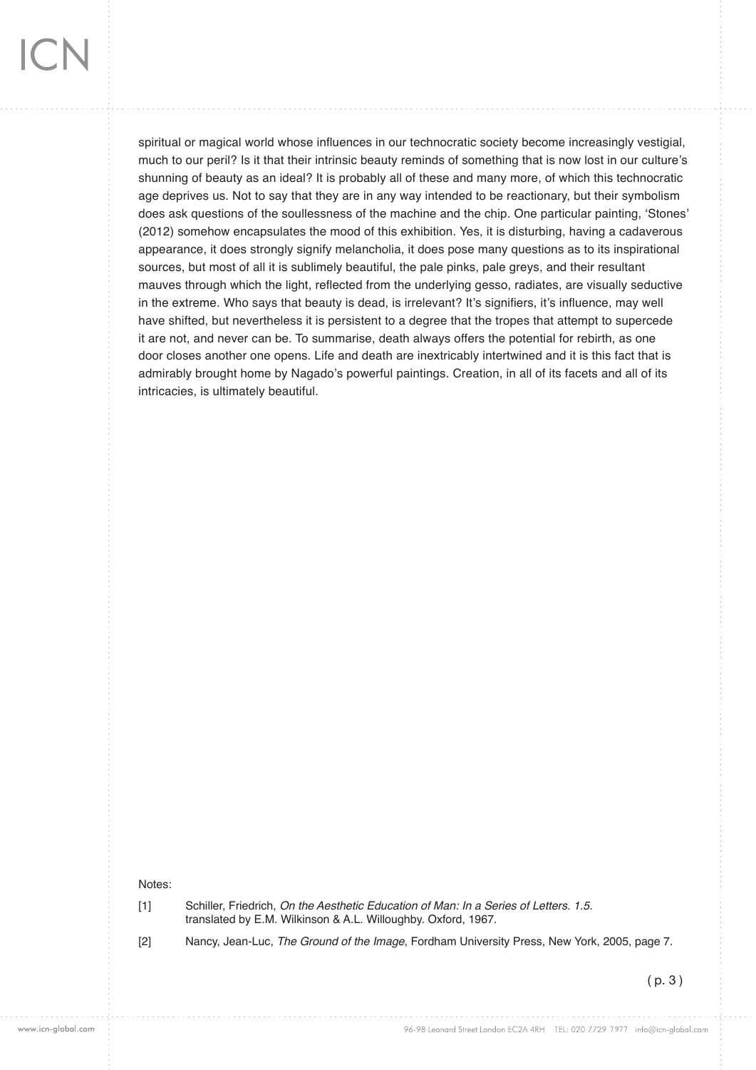spiritual or magical world whose influences in our technocratic society become increasingly vestigial, much to our peril? Is it that their intrinsic beauty reminds of something that is now lost in our culture's shunning of beauty as an ideal? It is probably all of these and many more, of which this technocratic age deprives us. Not to say that they are in any way intended to be reactionary, but their symbolism does ask questions of the soullessness of the machine and the chip. One particular painting, 'Stones' (2012) somehow encapsulates the mood of this exhibition. Yes, it is disturbing, having a cadaverous appearance, it does strongly signify melancholia, it does pose many questions as to its inspirational sources, but most of all it is sublimely beautiful, the pale pinks, pale greys, and their resultant mauves through which the light, reflected from the underlying gesso, radiates, are visually seductive in the extreme. Who says that beauty is dead, is irrelevant? It's signifiers, it's influence, may well have shifted, but nevertheless it is persistent to a degree that the tropes that attempt to supercede it are not, and never can be. To summarise, death always offers the potential for rebirth, as one door closes another one opens. Life and death are inextricably intertwined and it is this fact that is admirably brought home by Nagado's powerful paintings. Creation, in all of its facets and all of its intricacies, is ultimately beautiful.

Notes:

[1] Schiller, Friedrich, *On the Aesthetic Education of Man: In a Series of Letters. 1.5.* translated by E.M. Wilkinson & A.L. Willoughby. Oxford, 1967.

[2] Nancy, Jean-Luc, *The Ground of the Image*, Fordham University Press, New York, 2005, page 7.